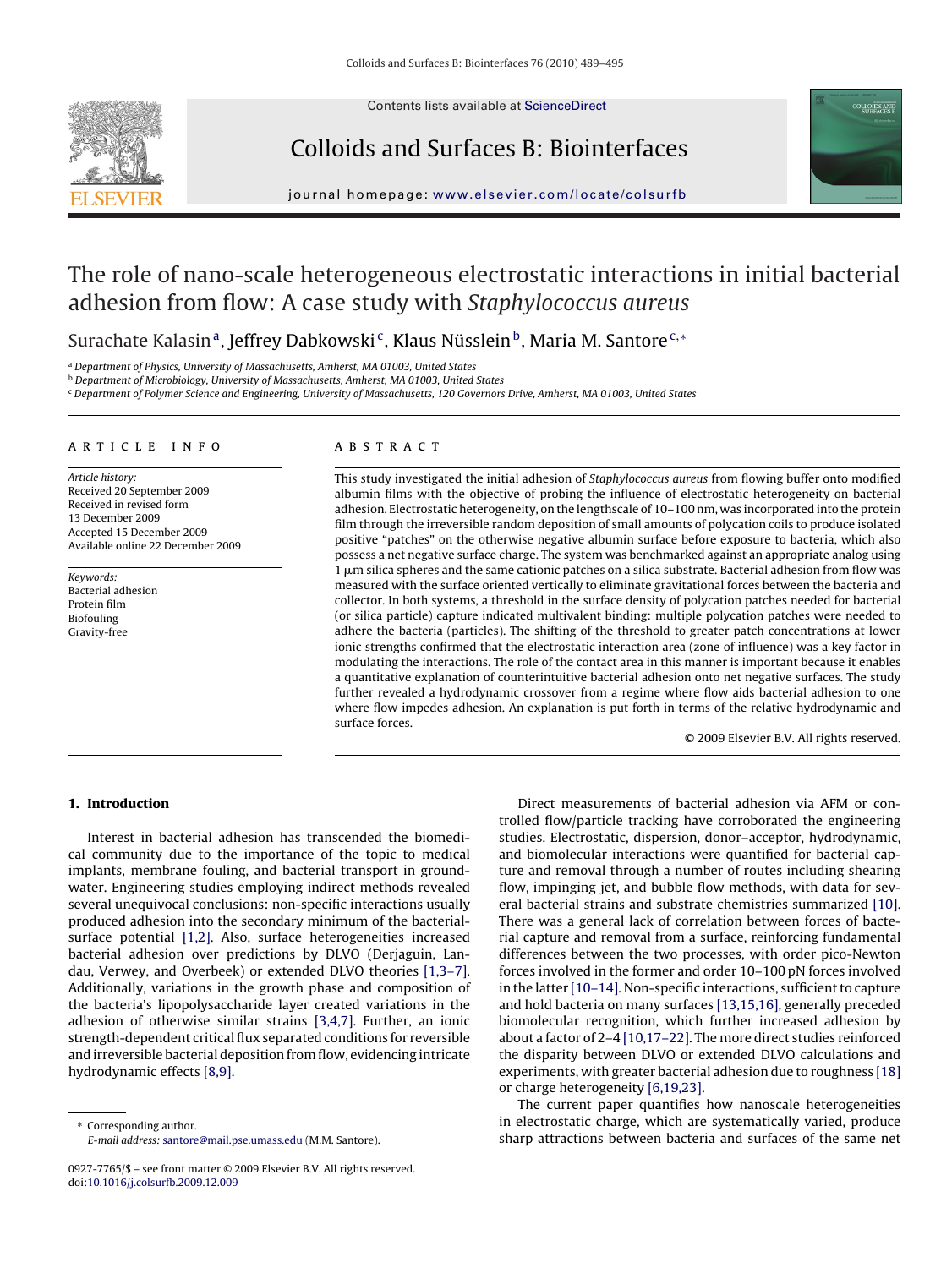# The role of nano-scale heterogeneous electrostatic interactions in initial bacterial adhesion from flow: A case study with *Staphylococcus aureus*

Surachate Kalasin [a], Jeffrey Dabkowski [c], Klaus Nüsslein [b], Maria M. Santore [c,*]

[a] Department of Physics, University of Massachusetts, Amherst, MA 01003, United States
[b] Department of Microbiology, University of Massachusetts, Amherst, MA 01003, United States
[c] Department of Polymer Science and Engineering, University of Massachusetts, 120 Governors Drive, Amherst, MA 01003, United States

## ARTICLE INFO

*Article history:*
Received 20 September 2009
Received in revised form 13 December 2009
Accepted 15 December 2009
Available online 22 December 2009

*Keywords:*
Bacterial adhesion
Protein film
Biofouling
Gravity-free

## ABSTRACT

This study investigated the initial adhesion of *Staphylococcus aureus* from flowing buffer onto modified albumin films with the objective of probing the influence of electrostatic heterogeneity on bacterial adhesion. Electrostatic heterogeneity, on the lengthscale of 10–100 nm, was incorporated into the protein film through the irreversible random deposition of small amounts of polycation coils to produce isolated positive "patches" on the otherwise negative albumin surface before exposure to bacteria, which also possess a net negative surface charge. The system was benchmarked against an appropriate analog using 1 μm silica spheres and the same cationic patches on a silica substrate. Bacterial adhesion from flow was measured with the surface oriented vertically to eliminate gravitational forces between the bacteria and collector. In both systems, a threshold in the surface density of polycation patches needed for bacterial (or silica particle) capture indicated multivalent binding: multiple polycation patches were needed to adhere the bacteria (particles). The shifting of the threshold to greater patch concentrations at lower ionic strengths confirmed that the electrostatic interaction area (zone of influence) was a key factor in modulating the interactions. The role of the contact area in this manner is important because it enables a quantitative explanation of counterintuitive bacterial adhesion onto net negative surfaces. The study further revealed a hydrodynamic crossover from a regime where flow aids bacterial adhesion to one where flow impedes adhesion. An explanation is put forth in terms of the relative hydrodynamic and surface forces.

© 2009 Elsevier B.V. All rights reserved.

## 1. Introduction

Interest in bacterial adhesion has transcended the biomedical community due to the importance of the topic to medical implants, membrane fouling, and bacterial transport in groundwater. Engineering studies employing indirect methods revealed several unequivocal conclusions: non-specific interactions usually produced adhesion into the secondary minimum of the bacterial-surface potential [1,2]. Also, surface heterogeneities increased bacterial adhesion over predictions by DLVO (Derjaguin, Landau, Verwey, and Overbeek) or extended DLVO theories [1,3–7]. Additionally, variations in the growth phase and composition of the bacteria's lipopolysaccharide layer created variations in the adhesion of otherwise similar strains [3,4,7]. Further, an ionic strength-dependent critical flux separated conditions for reversible and irreversible bacterial deposition from flow, evidencing intricate hydrodynamic effects [8,9].

Direct measurements of bacterial adhesion via AFM or controlled flow/particle tracking have corroborated the engineering studies. Electrostatic, dispersion, donor–acceptor, hydrodynamic, and biomolecular interactions were quantified for bacterial capture and removal through a number of routes including shearing flow, impinging jet, and bubble flow methods, with data for several bacterial strains and substrate chemistries summarized [10]. There was a general lack of correlation between forces of bacterial capture and removal from a surface, reinforcing fundamental differences between the two processes, with order pico-Newton forces involved in the former and order 10–100 pN forces involved in the latter [10–14]. Non-specific interactions, sufficient to capture and hold bacteria on many surfaces [13,15,16], generally preceded biomolecular recognition, which further increased adhesion by about a factor of 2–4 [10,17–22]. The more direct studies reinforced the disparity between DLVO or extended DLVO calculations and experiments, with greater bacterial adhesion due to roughness [18] or charge heterogeneity [6,19,23].

The current paper quantifies how nanoscale heterogeneities in electrostatic charge, which are systematically varied, produce sharp attractions between bacteria and surfaces of the same net

\* Corresponding author.
*E-mail address:* santore@mail.pse.umass.edu (M.M. Santore).

0927-7765/$ – see front matter © 2009 Elsevier B.V. All rights reserved.
doi:10.1016/j.colsurfb.2009.12.009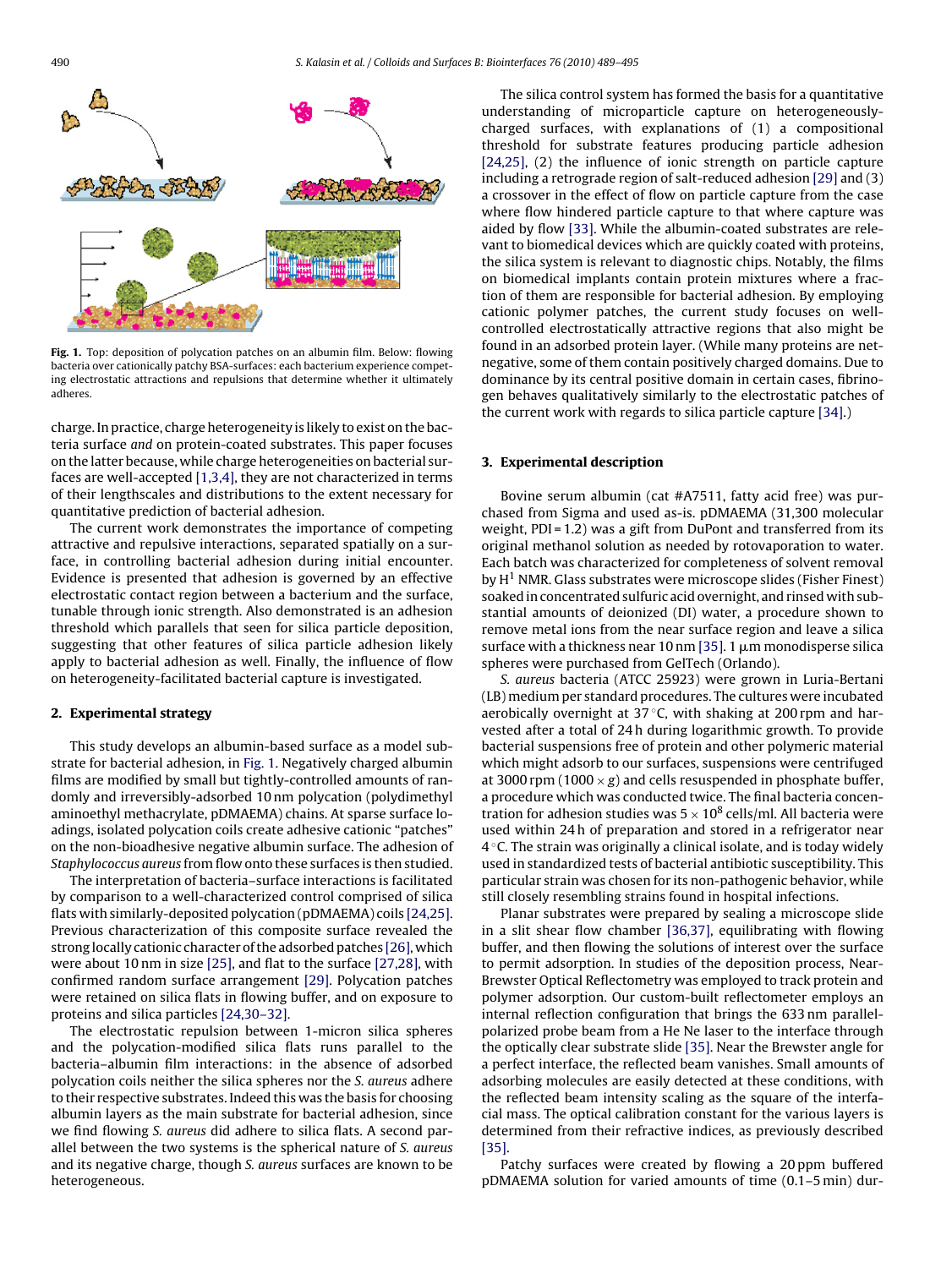**Fig. 1.** Top: deposition of polycation patches on an albumin film. Below: flowing bacteria over cationically patchy BSA-surfaces: each bacterium experience competing electrostatic attractions and repulsions that determine whether it ultimately adheres.

charge. In practice, charge heterogeneity is likely to exist on the bacteria surface *and* on protein-coated substrates. This paper focuses on the latter because, while charge heterogeneities on bacterial surfaces are well-accepted [1,3,4], they are not characterized in terms of their lengthscales and distributions to the extent necessary for quantitative prediction of bacterial adhesion.

The current work demonstrates the importance of competing attractive and repulsive interactions, separated spatially on a surface, in controlling bacterial adhesion during initial encounter. Evidence is presented that adhesion is governed by an effective electrostatic contact region between a bacterium and the surface, tunable through ionic strength. Also demonstrated is an adhesion threshold which parallels that seen for silica particle deposition, suggesting that other features of silica particle adhesion likely apply to bacterial adhesion as well. Finally, the influence of flow on heterogeneity-facilitated bacterial capture is investigated.

## 2. Experimental strategy

This study develops an albumin-based surface as a model substrate for bacterial adhesion, in Fig. 1. Negatively charged albumin films are modified by small but tightly-controlled amounts of randomly and irreversibly-adsorbed 10 nm polycation (polydimethyl aminoethyl methacrylate, pDMAEMA) chains. At sparse surface loadings, isolated polycation coils create adhesive cationic "patches" on the non-bioadhesive negative albumin surface. The adhesion of *Staphylococcus aureus* from flow onto these surfaces is then studied.

The interpretation of bacteria–surface interactions is facilitated by comparison to a well-characterized control comprised of silica flats with similarly-deposited polycation (pDMAEMA) coils [24,25]. Previous characterization of this composite surface revealed the strong locally cationic character of the adsorbed patches [26], which were about 10 nm in size [25], and flat to the surface [27,28], with confirmed random surface arrangement [29]. Polycation patches were retained on silica flats in flowing buffer, and on exposure to proteins and silica particles [24,30–32].

The electrostatic repulsion between 1-micron silica spheres and the polycation-modified silica flats runs parallel to the bacteria–albumin film interactions: in the absence of adsorbed polycation coils neither the silica spheres nor the *S. aureus* adhere to their respective substrates. Indeed this was the basis for choosing albumin layers as the main substrate for bacterial adhesion, since we find flowing *S. aureus* did adhere to silica flats. A second parallel between the two systems is the spherical nature of *S. aureus* and its negative charge, though *S. aureus* surfaces are known to be heterogeneous.

The silica control system has formed the basis for a quantitative understanding of microparticle capture on heterogeneously-charged surfaces, with explanations of (1) a compositional threshold for substrate features producing particle adhesion [24,25], (2) the influence of ionic strength on particle capture including a retrograde region of salt-reduced adhesion [29] and (3) a crossover in the effect of flow on particle capture from the case where flow hindered particle capture to that where capture was aided by flow [33]. While the albumin-coated substrates are relevant to biomedical devices which are quickly coated with proteins, the silica system is relevant to diagnostic chips. Notably, the films on biomedical implants contain protein mixtures where a fraction of them are responsible for bacterial adhesion. By employing cationic polymer patches, the current study focuses on well-controlled electrostatically attractive regions that also might be found in an adsorbed protein layer. (While many proteins are net-negative, some of them contain positively charged domains. Due to dominance by its central positive domain in certain cases, fibrinogen behaves qualitatively similarly to the electrostatic patches of the current work with regards to silica particle capture [34].)

## 3. Experimental description

Bovine serum albumin (cat #A7511, fatty acid free) was purchased from Sigma and used as-is. pDMAEMA (31,300 molecular weight, PDI = 1.2) was a gift from DuPont and transferred from its original methanol solution as needed by rotovaporation to water. Each batch was characterized for completeness of solvent removal by $H^1$ NMR. Glass substrates were microscope slides (Fisher Finest) soaked in concentrated sulfuric acid overnight, and rinsed with substantial amounts of deionized (DI) water, a procedure shown to remove metal ions from the near surface region and leave a silica surface with a thickness near 10 nm [35]. 1 μm monodisperse silica spheres were purchased from GelTech (Orlando).

*S. aureus* bacteria (ATCC 25923) were grown in Luria-Bertani (LB) medium per standard procedures. The cultures were incubated aerobically overnight at 37 °C, with shaking at 200 rpm and harvested after a total of 24 h during logarithmic growth. To provide bacterial suspensions free of protein and other polymeric material which might adsorb to our surfaces, suspensions were centrifuged at 3000 rpm (1000 × g) and cells resuspended in phosphate buffer, a procedure which was conducted twice. The final bacteria concentration for adhesion studies was $5 \times 10^8$ cells/ml. All bacteria were used within 24 h of preparation and stored in a refrigerator near 4 °C. The strain was originally a clinical isolate, and is today widely used in standardized tests of bacterial antibiotic susceptibility. This particular strain was chosen for its non-pathogenic behavior, while still closely resembling strains found in hospital infections.

Planar substrates were prepared by sealing a microscope slide in a slit shear flow chamber [36,37], equilibrating with flowing buffer, and then flowing the solutions of interest over the surface to permit adsorption. In studies of the deposition process, Near-Brewster Optical Reflectometry was employed to track protein and polymer adsorption. Our custom-built reflectometer employs an internal reflection configuration that brings the 633 nm parallel-polarized probe beam from a He Ne laser to the interface through the optically clear substrate slide [35]. Near the Brewster angle for a perfect interface, the reflected beam vanishes. Small amounts of adsorbing molecules are easily detected at these conditions, with the reflected beam intensity scaling as the square of the interfacial mass. The optical calibration constant for the various layers is determined from their refractive indices, as previously described [35].

Patchy surfaces were created by flowing a 20 ppm buffered pDMAEMA solution for varied amounts of time (0.1–5 min) dur-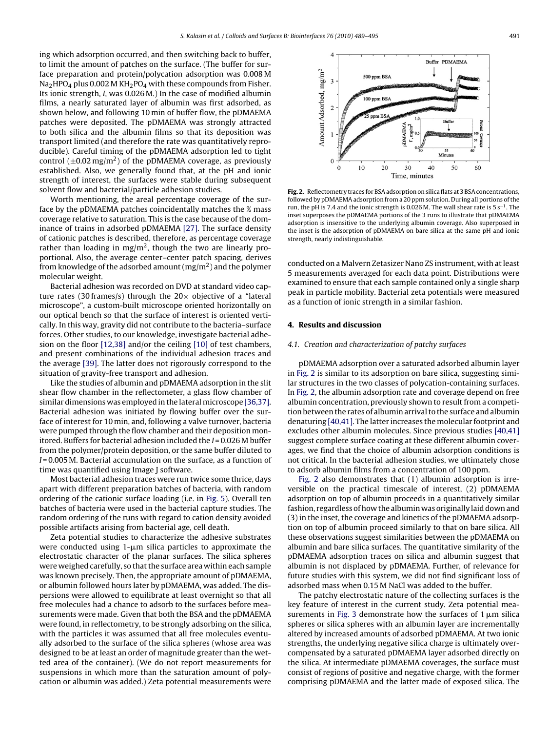ing which adsorption occurred, and then switching back to buffer, to limit the amount of patches on the surface. (The buffer for surface preparation and protein/polycation adsorption was 0.008 M $Na_2HPO_4$ plus 0.002 M $KH_2PO_4$ with these compounds from Fisher. Its ionic strength, $I$, was 0.026 M.) In the case of modified albumin films, a nearly saturated layer of albumin was first adsorbed, as shown below, and following 10 min of buffer flow, the pDMAEMA patches were deposited. The pDMAEMA was strongly attracted to both silica and the albumin films so that its deposition was transport limited (and therefore the rate was quantitatively reproducible). Careful timing of the pDMAEMA adsorption led to tight control ($\pm 0.02$ mg/m$^2$) of the pDMAEMA coverage, as previously established. Also, we generally found that, at the pH and ionic strength of interest, the surfaces were stable during subsequent solvent flow and bacterial/particle adhesion studies.

Worth mentioning, the areal percentage coverage of the surface by the pDMAEMA patches coincidentally matches the % mass coverage relative to saturation. This is the case because of the dominance of trains in adsorbed pDMAEMA [27]. The surface density of cationic patches is described, therefore, as percentage coverage rather than loading in mg/m$^2$, though the two are linearly proportional. Also, the average center–center patch spacing, derives from knowledge of the adsorbed amount (mg/m$^2$) and the polymer molecular weight.

Bacterial adhesion was recorded on DVD at standard video capture rates (30 frames/s) through the 20× objective of a "lateral microscope", a custom-built microscope oriented horizontally on our optical bench so that the surface of interest is oriented vertically. In this way, gravity did not contribute to the bacteria–surface forces. Other studies, to our knowledge, investigate bacterial adhesion on the floor [12,38] and/or the ceiling [10] of test chambers, and present combinations of the individual adhesion traces and the average [39]. The latter does not rigorously correspond to the situation of gravity-free transport and adhesion.

Like the studies of albumin and pDMAEMA adsorption in the slit shear flow chamber in the reflectometer, a glass flow chamber of similar dimensions was employed in the lateral microscope [36,37]. Bacterial adhesion was initiated by flowing buffer over the surface of interest for 10 min, and, following a valve turnover, bacteria were pumped through the flow chamber and their deposition monitored. Buffers for bacterial adhesion included the $I$ = 0.026 M buffer from the polymer/protein deposition, or the same buffer diluted to $I$ = 0.005 M. Bacterial accumulation on the surface, as a function of time was quantified using Image J software.

Most bacterial adhesion traces were run twice some thrice, days apart with different preparation batches of bacteria, with random ordering of the cationic surface loading (i.e. in Fig. 5). Overall ten batches of bacteria were used in the bacterial capture studies. The random ordering of the runs with regard to cation density avoided possible artifacts arising from bacterial age, cell death.

Zeta potential studies to characterize the adhesive substrates were conducted using 1-μm silica particles to approximate the electrostatic character of the planar surfaces. The silica spheres were weighed carefully, so that the surface area within each sample was known precisely. Then, the appropriate amount of pDMAEMA, or albumin followed hours later by pDMAEMA, was added. The dispersions were allowed to equilibrate at least overnight so that all free molecules had a chance to adsorb to the surfaces before measurements were made. Given that both the BSA and the pDMAEMA were found, in reflectometry, to be strongly adsorbing on the silica, with the particles it was assumed that all free molecules eventually adsorbed to the surface of the silica spheres (whose area was designed to be at least an order of magnitude greater than the wetted area of the container). (We do not report measurements for suspensions in which more than the saturation amount of polycation or albumin was added.) Zeta potential measurements were conducted on a Malvern Zetasizer Nano ZS instrument, with at least 5 measurements averaged for each data point. Distributions were examined to ensure that each sample contained only a single sharp peak in particle mobility. Bacterial zeta potentials were measured as a function of ionic strength in a similar fashion.

**Fig. 2.** Reflectometry traces for BSA adsorption on silica flats at 3 BSA concentrations, followed by pDMAEMA adsorption from a 20 ppm solution. During all portions of the run, the pH is 7.4 and the ionic strength is 0.026 M. The wall shear rate is 5 s$^{-1}$. The inset superposes the pDMAEMA portions of the 3 runs to illustrate that pDMAEMA adsorption is insensitive to the underlying albumin coverage. Also superposed in the inset is the adsorption of pDMAEMA on bare silica at the same pH and ionic strength, nearly indistinguishable.

## 4. Results and discussion

### 4.1. Creation and characterization of patchy surfaces

pDMAEMA adsorption over a saturated adsorbed albumin layer in Fig. 2 is similar to its adsorption on bare silica, suggesting similar structures in the two classes of polycation-containing surfaces. In Fig. 2, the albumin adsorption rate and coverage depend on free albumin concentration, previously shown to result from a competition between the rates of albumin arrival to the surface and albumin denaturing [40,41]. The latter increases the molecular footprint and excludes other albumin molecules. Since previous studies [40,41] suggest complete surface coating at these different albumin coverages, we find that the choice of albumin adsorption conditions is not critical. In the bacterial adhesion studies, we ultimately chose to adsorb albumin films from a concentration of 100 ppm.

Fig. 2 also demonstrates that (1) albumin adsorption is irreversible on the practical timescale of interest, (2) pDMAEMA adsorption on top of albumin proceeds in a quantitatively similar fashion, regardless of how the albumin was originally laid down and (3) in the inset, the coverage and kinetics of the pDMAEMA adsorption on top of albumin proceed similarly to that on bare silica. All these observations suggest similarities between the pDMAEMA on albumin and bare silica surfaces. The quantitative similarity of the pDMAEMA adsorption traces on silica and albumin suggest that albumin is not displaced by pDMAEMA. Further, of relevance for future studies with this system, we did not find significant loss of adsorbed mass when 0.15 M NaCl was added to the buffer.

The patchy electrostatic nature of the collecting surfaces is the key feature of interest in the current study. Zeta potential measurements in Fig. 3 demonstrate how the surfaces of 1 μm silica spheres or silica spheres with an albumin layer are incrementally altered by increased amounts of adsorbed pDMAEMA. At two ionic strengths, the underlying negative silica charge is ultimately overcompensated by a saturated pDMAEMA layer adsorbed directly on the silica. At intermediate pDMAEMA coverages, the surface must consist of regions of positive and negative charge, with the former comprising pDMAEMA and the latter made of exposed silica. The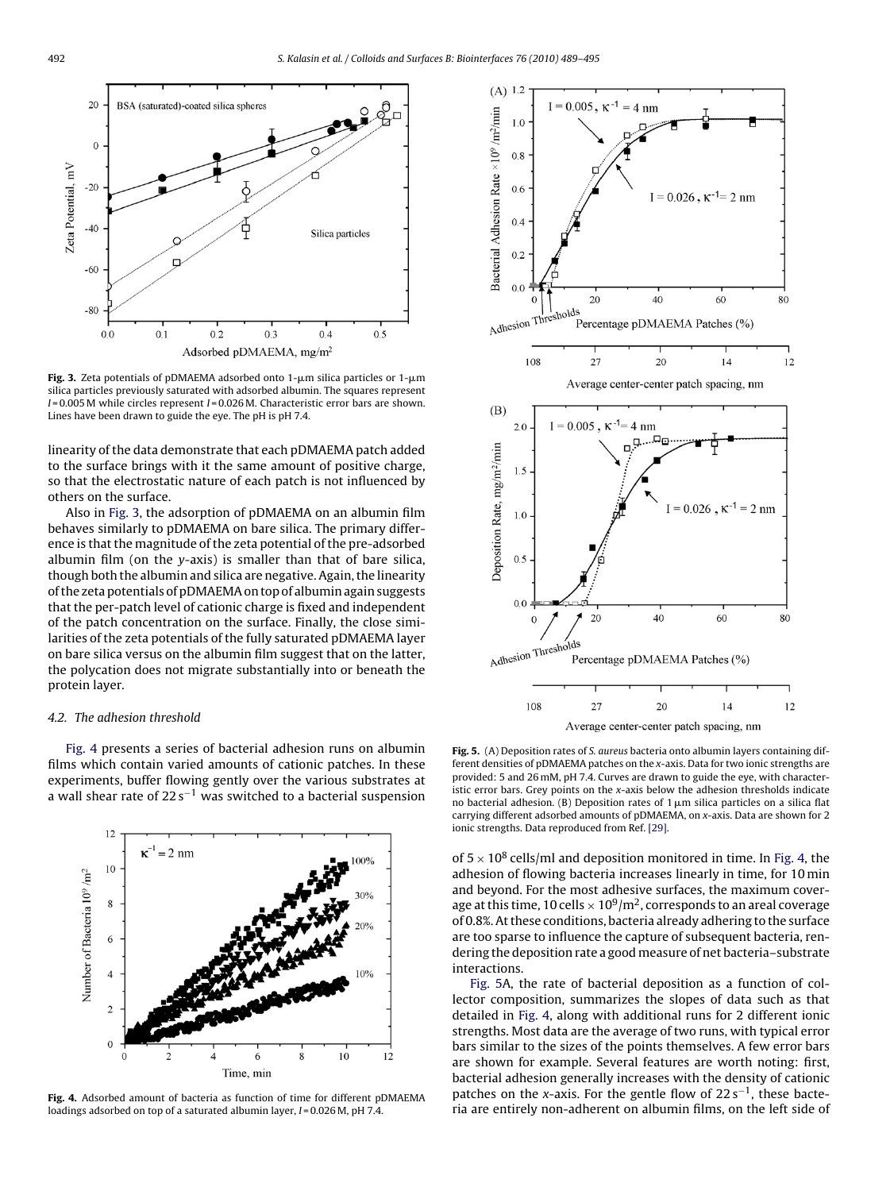**Fig. 3.** Zeta potentials of pDMAEMA adsorbed onto 1-μm silica particles or 1-μm silica particles previously saturated with adsorbed albumin. The squares represent $I$ = 0.005 M while circles represent $I$ = 0.026 M. Characteristic error bars are shown. Lines have been drawn to guide the eye. The pH is pH 7.4.

linearity of the data demonstrate that each pDMAEMA patch added to the surface brings with it the same amount of positive charge, so that the electrostatic nature of each patch is not influenced by others on the surface.

Also in Fig. 3, the adsorption of pDMAEMA on an albumin film behaves similarly to pDMAEMA on bare silica. The primary difference is that the magnitude of the zeta potential of the pre-adsorbed albumin film (on the $y$-axis) is smaller than that of bare silica, though both the albumin and silica are negative. Again, the linearity of the zeta potentials of pDMAEMA on top of albumin again suggests that the per-patch level of cationic charge is fixed and independent of the patch concentration on the surface. Finally, the close similarities of the zeta potentials of the fully saturated pDMAEMA layer on bare silica versus on the albumin film suggest that on the latter, the polycation does not migrate substantially into or beneath the protein layer.

### 4.2. The adhesion threshold

Fig. 4 presents a series of bacterial adhesion runs on albumin films which contain varied amounts of cationic patches. In these experiments, buffer flowing gently over the various substrates at a wall shear rate of $22\,s^{-1}$ was switched to a bacterial suspension of $5 \times 10^8$ cells/ml and deposition monitored in time. In Fig. 4, the adhesion of flowing bacteria increases linearly in time, for 10 min and beyond. For the most adhesive surfaces, the maximum coverage at this time, 10 cells $\times\, 10^9/m^2$, corresponds to an areal coverage of 0.8%. At these conditions, bacteria already adhering to the surface are too sparse to influence the capture of subsequent bacteria, rendering the deposition rate a good measure of net bacteria–substrate interactions.

Fig. 5A, the rate of bacterial deposition as a function of collector composition, summarizes the slopes of data such as that detailed in Fig. 4, along with additional runs for 2 different ionic strengths. Most data are the average of two runs, with typical error bars similar to the sizes of the points themselves. A few error bars are shown for example. Several features are worth noting: first, bacterial adhesion generally increases with the density of cationic patches on the $x$-axis. For the gentle flow of $22\,s^{-1}$, these bacteria are entirely non-adherent on albumin films, on the left side of

**Fig. 4.** Adsorbed amount of bacteria as function of time for different pDMAEMA loadings adsorbed on top of a saturated albumin layer, $I$ = 0.026 M, pH 7.4.

**Fig. 5.** (A) Deposition rates of *S. aureus* bacteria onto albumin layers containing different densities of pDMAEMA patches on the $x$-axis. Data for two ionic strengths are provided: 5 and 26 mM, pH 7.4. Curves are drawn to guide the eye, with characteristic error bars. Grey points on the $x$-axis below the adhesion thresholds indicate no bacterial adhesion. (B) Deposition rates of 1 μm silica particles on a silica flat carrying different adsorbed amounts of pDMAEMA, on $x$-axis. Data are shown for 2 ionic strengths. Data reproduced from Ref. [29].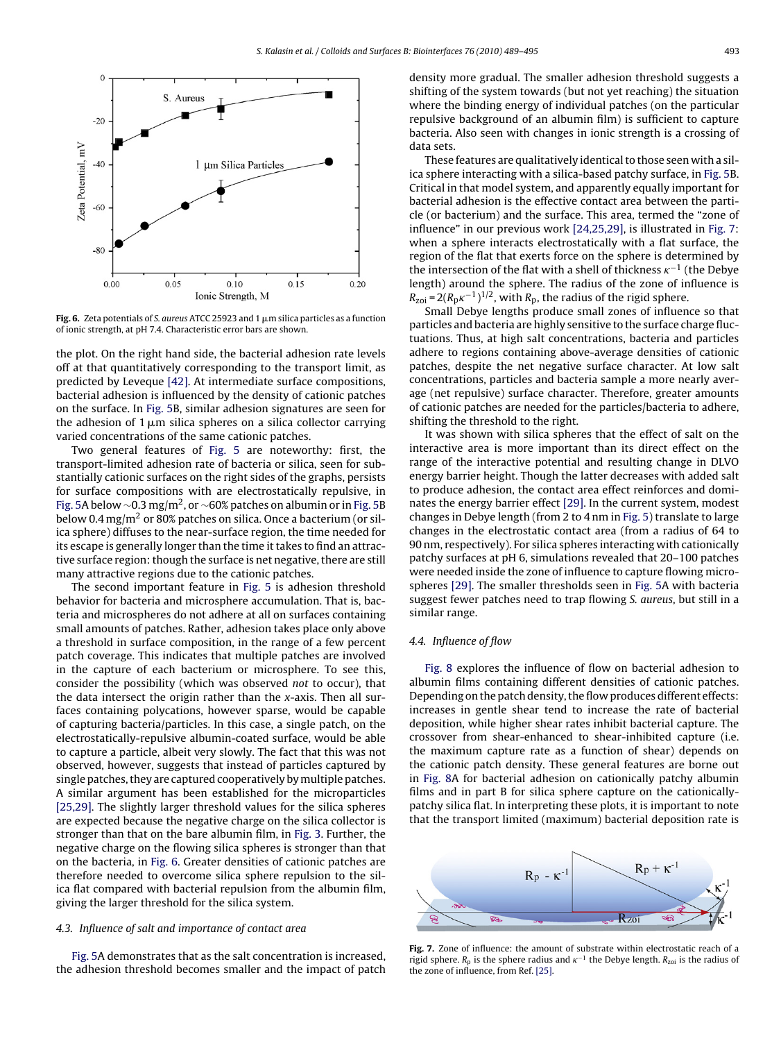Fig. 6. Zeta potentials of *S. aureus* ATCC 25923 and 1 μm silica particles as a function of ionic strength, at pH 7.4. Characteristic error bars are shown.

the plot. On the right hand side, the bacterial adhesion rate levels off at that quantitatively corresponding to the transport limit, as predicted by Leveque [42]. At intermediate surface compositions, bacterial adhesion is influenced by the density of cationic patches on the surface. In Fig. 5B, similar adhesion signatures are seen for the adhesion of 1 μm silica spheres on a silica collector carrying varied concentrations of the same cationic patches.

Two general features of Fig. 5 are noteworthy: first, the transport-limited adhesion rate of bacteria or silica, seen for substantially cationic surfaces on the right sides of the graphs, persists for surface compositions with are electrostatically repulsive, in Fig. 5A below ~0.3 mg/m$^2$, or ~60% patches on albumin or in Fig. 5B below 0.4 mg/m$^2$ or 80% patches on silica. Once a bacterium (or silica sphere) diffuses to the near-surface region, the time needed for its escape is generally longer than the time it takes to find an attractive surface region: though the surface is net negative, there are still many attractive regions due to the cationic patches.

The second important feature in Fig. 5 is adhesion threshold behavior for bacteria and microsphere accumulation. That is, bacteria and microspheres do not adhere at all on surfaces containing small amounts of patches. Rather, adhesion takes place only above a threshold in surface composition, in the range of a few percent patch coverage. This indicates that multiple patches are involved in the capture of each bacterium or microsphere. To see this, consider the possibility (which was observed *not* to occur), that the data intersect the origin rather than the *x*-axis. Then all surfaces containing polycations, however sparse, would be capable of capturing bacteria/particles. In this case, a single patch, on the electrostatically-repulsive albumin-coated surface, would be able to capture a particle, albeit very slowly. The fact that this was not observed, however, suggests that instead of particles captured by single patches, they are captured cooperatively by multiple patches. A similar argument has been established for the microparticles [25,29]. The slightly larger threshold values for the silica spheres are expected because the negative charge on the silica collector is stronger than that on the bare albumin film, in Fig. 3. Further, the negative charge on the flowing silica spheres is stronger than that on the bacteria, in Fig. 6. Greater densities of cationic patches are therefore needed to overcome silica sphere repulsion to the silica flat compared with bacterial repulsion from the albumin film, giving the larger threshold for the silica system.

### 4.3. Influence of salt and importance of contact area

Fig. 5A demonstrates that as the salt concentration is increased, the adhesion threshold becomes smaller and the impact of patch density more gradual. The smaller adhesion threshold suggests a shifting of the system towards (but not yet reaching) the situation where the binding energy of individual patches (on the particular repulsive background of an albumin film) is sufficient to capture bacteria. Also seen with changes in ionic strength is a crossing of data sets.

These features are qualitatively identical to those seen with a silica sphere interacting with a silica-based patchy surface, in Fig. 5B. Critical in that model system, and apparently equally important for bacterial adhesion is the effective contact area between the particle (or bacterium) and the surface. This area, termed the "zone of influence" in our previous work [24,25,29], is illustrated in Fig. 7: when a sphere interacts electrostatically with a flat surface, the region of the flat that exerts force on the sphere is determined by the intersection of the flat with a shell of thickness $\kappa^{-1}$ (the Debye length) around the sphere. The radius of the zone of influence is $R_{zoi} = 2(R_p\kappa^{-1})^{1/2}$, with $R_p$, the radius of the rigid sphere.

Small Debye lengths produce small zones of influence so that particles and bacteria are highly sensitive to the surface charge fluctuations. Thus, at high salt concentrations, bacteria and particles adhere to regions containing above-average densities of cationic patches, despite the net negative surface character. At low salt concentrations, particles and bacteria sample a more nearly average (net repulsive) surface character. Therefore, greater amounts of cationic patches are needed for the particles/bacteria to adhere, shifting the threshold to the right.

It was shown with silica spheres that the effect of salt on the interactive area is more important than its direct effect on the range of the interactive potential and resulting change in DLVO energy barrier height. Though the latter decreases with added salt to produce adhesion, the contact area effect reinforces and dominates the energy barrier effect [29]. In the current system, modest changes in Debye length (from 2 to 4 nm in Fig. 5) translate to large changes in the electrostatic contact area (from a radius of 64 to 90 nm, respectively). For silica spheres interacting with cationically patchy surfaces at pH 6, simulations revealed that 20–100 patches were needed inside the zone of influence to capture flowing microspheres [29]. The smaller thresholds seen in Fig. 5A with bacteria suggest fewer patches need to trap flowing *S. aureus*, but still in a similar range.

### 4.4. Influence of flow

Fig. 8 explores the influence of flow on bacterial adhesion to albumin films containing different densities of cationic patches. Depending on the patch density, the flow produces different effects: increases in gentle shear tend to increase the rate of bacterial deposition, while higher shear rates inhibit bacterial capture. The crossover from shear-enhanced to shear-inhibited capture (i.e. the maximum capture rate as a function of shear) depends on the cationic patch density. These general features are borne out in Fig. 8A for bacterial adhesion on cationically patchy albumin films and in part B for silica sphere capture on the cationically-patchy silica flat. In interpreting these plots, it is important to note that the transport limited (maximum) bacterial deposition rate is

Fig. 7. Zone of influence: the amount of substrate within electrostatic reach of a rigid sphere. $R_p$ is the sphere radius and $\kappa^{-1}$ the Debye length. $R_{zoi}$ is the radius of the zone of influence, from Ref. [25].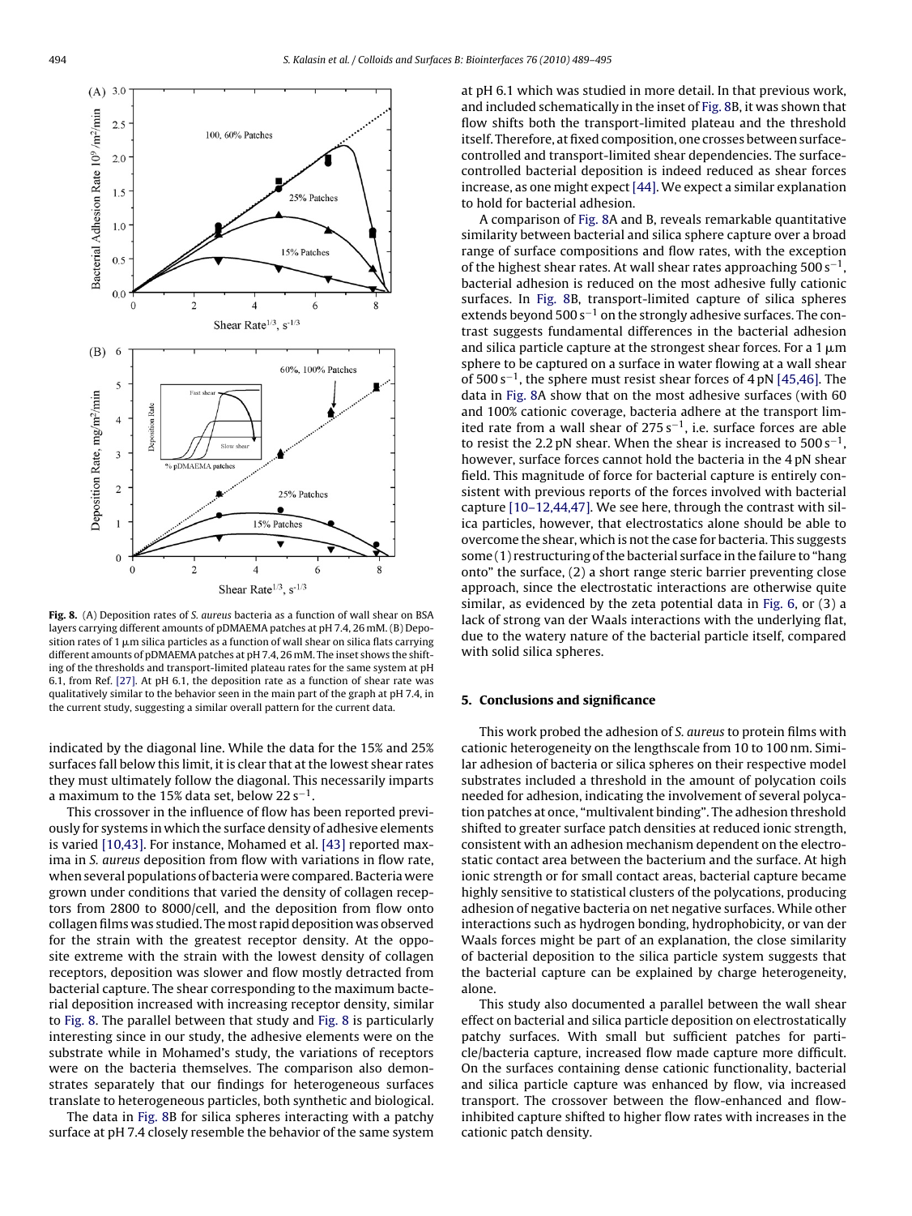**Fig. 8.** (A) Deposition rates of *S. aureus* bacteria as a function of wall shear on BSA layers carrying different amounts of pDMAEMA patches at pH 7.4, 26 mM. (B) Deposition rates of 1 μm silica particles as a function of wall shear on silica flats carrying different amounts of pDMAEMA patches at pH 7.4, 26 mM. The inset shows the shifting of the thresholds and transport-limited plateau rates for the same system at pH 6.1, from Ref. [27]. At pH 6.1, the deposition rate as a function of shear rate was qualitatively similar to the behavior seen in the main part of the graph at pH 7.4, in the current study, suggesting a similar overall pattern for the current data.

indicated by the diagonal line. While the data for the 15% and 25% surfaces fall below this limit, it is clear that at the lowest shear rates they must ultimately follow the diagonal. This necessarily imparts a maximum to the 15% data set, below $22\,s^{-1}$.

This crossover in the influence of flow has been reported previously for systems in which the surface density of adhesive elements is varied [10,43]. For instance, Mohamed et al. [43] reported maxima in *S. aureus* deposition from flow with variations in flow rate, when several populations of bacteria were compared. Bacteria were grown under conditions that varied the density of collagen receptors from 2800 to 8000/cell, and the deposition from flow onto collagen films was studied. The most rapid deposition was observed for the strain with the greatest receptor density. At the opposite extreme with the strain with the lowest density of collagen receptors, deposition was slower and flow mostly detracted from bacterial capture. The shear corresponding to the maximum bacterial deposition increased with increasing receptor density, similar to Fig. 8. The parallel between that study and Fig. 8 is particularly interesting since in our study, the adhesive elements were on the substrate while in Mohamed's study, the variations of receptors were on the bacteria themselves. The comparison also demonstrates separately that our findings for heterogeneous surfaces translate to heterogeneous particles, both synthetic and biological.

The data in Fig. 8B for silica spheres interacting with a patchy surface at pH 7.4 closely resemble the behavior of the same system at pH 6.1 which was studied in more detail. In that previous work, and included schematically in the inset of Fig. 8B, it was shown that flow shifts both the transport-limited plateau and the threshold itself. Therefore, at fixed composition, one crosses between surface-controlled and transport-limited shear dependencies. The surface-controlled bacterial deposition is indeed reduced as shear forces increase, as one might expect [44]. We expect a similar explanation to hold for bacterial adhesion.

A comparison of Fig. 8A and B, reveals remarkable quantitative similarity between bacterial and silica sphere capture over a broad range of surface compositions and flow rates, with the exception of the highest shear rates. At wall shear rates approaching $500\,s^{-1}$, bacterial adhesion is reduced on the most adhesive fully cationic surfaces. In Fig. 8B, transport-limited capture of silica spheres extends beyond $500\,s^{-1}$ on the strongly adhesive surfaces. The contrast suggests fundamental differences in the bacterial adhesion and silica particle capture at the strongest shear forces. For a 1 μm sphere to be captured on a surface in water flowing at a wall shear of $500\,s^{-1}$, the sphere must resist shear forces of 4 pN [45,46]. The data in Fig. 8A show that on the most adhesive surfaces (with 60 and 100% cationic coverage, bacteria adhere at the transport limited rate from a wall shear of $275\,s^{-1}$, i.e. surface forces are able to resist the 2.2 pN shear. When the shear is increased to $500\,s^{-1}$, however, surface forces cannot hold the bacteria in the 4 pN shear field. This magnitude of force for bacterial capture is entirely consistent with previous reports of the forces involved with bacterial capture [10–12,44,47]. We see here, through the contrast with silica particles, however, that electrostatics alone should be able to overcome the shear, which is not the case for bacteria. This suggests some (1) restructuring of the bacterial surface in the failure to "hang onto" the surface, (2) a short range steric barrier preventing close approach, since the electrostatic interactions are otherwise quite similar, as evidenced by the zeta potential data in Fig. 6, or (3) a lack of strong van der Waals interactions with the underlying flat, due to the watery nature of the bacterial particle itself, compared with solid silica spheres.

## 5. Conclusions and significance

This work probed the adhesion of *S. aureus* to protein films with cationic heterogeneity on the lengthscale from 10 to 100 nm. Similar adhesion of bacteria or silica spheres on their respective model substrates included a threshold in the amount of polycation coils needed for adhesion, indicating the involvement of several polycation patches at once, "multivalent binding". The adhesion threshold shifted to greater surface patch densities at reduced ionic strength, consistent with an adhesion mechanism dependent on the electrostatic contact area between the bacterium and the surface. At high ionic strength or for small contact areas, bacterial capture became highly sensitive to statistical clusters of the polycations, producing adhesion of negative bacteria on net negative surfaces. While other interactions such as hydrogen bonding, hydrophobicity, or van der Waals forces might be part of an explanation, the close similarity of bacterial deposition to the silica particle system suggests that the bacterial capture can be explained by charge heterogeneity, alone.

This study also documented a parallel between the wall shear effect on bacterial and silica particle deposition on electrostatically patchy surfaces. With small but sufficient patches for particle/bacteria capture, increased flow made capture more difficult. On the surfaces containing dense cationic functionality, bacterial and silica particle capture was enhanced by flow, via increased transport. The crossover between the flow-enhanced and flow-inhibited capture shifted to higher flow rates with increases in the cationic patch density.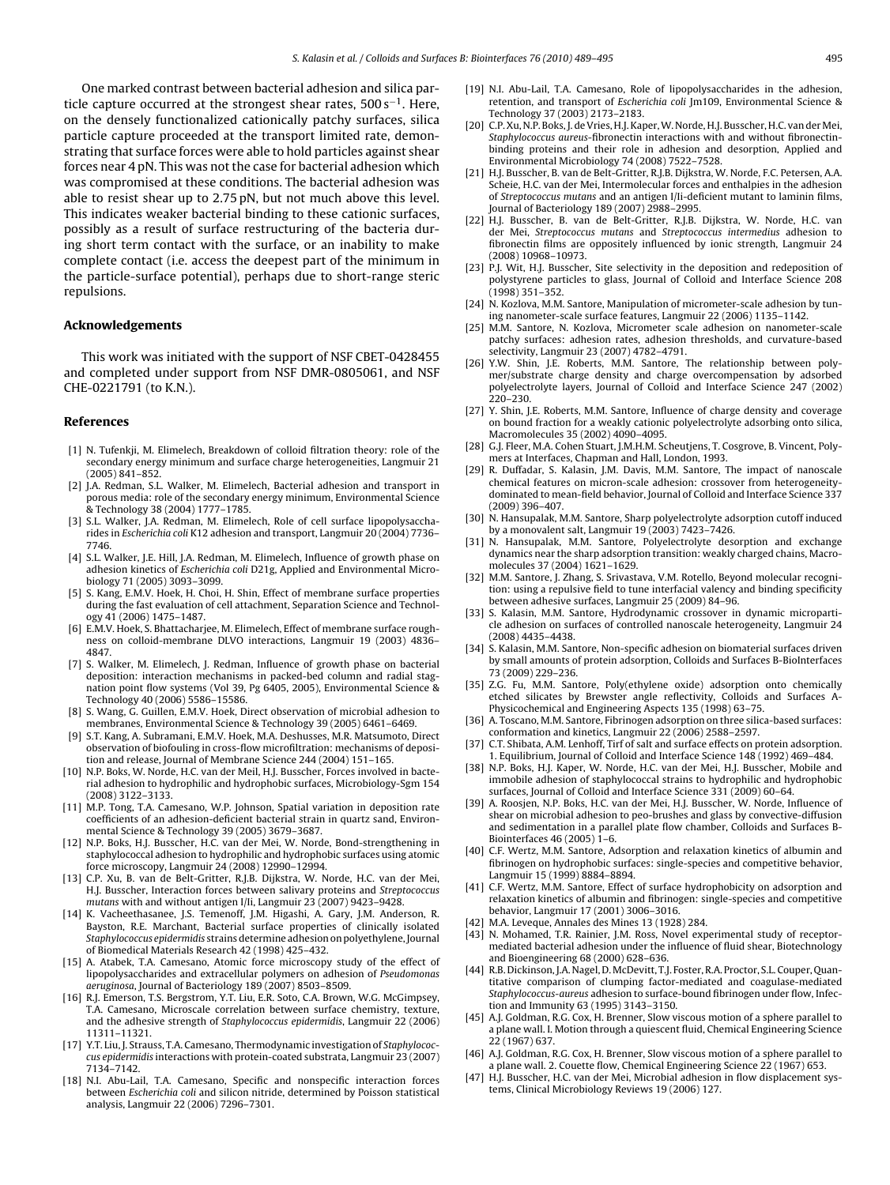One marked contrast between bacterial adhesion and silica particle capture occurred at the strongest shear rates, $500\,s^{-1}$. Here, on the densely functionalized cationically patchy surfaces, silica particle capture proceeded at the transport limited rate, demonstrating that surface forces were able to hold particles against shear forces near 4 pN. This was not the case for bacterial adhesion which was compromised at these conditions. The bacterial adhesion was able to resist shear up to 2.75 pN, but not much above this level. This indicates weaker bacterial binding to these cationic surfaces, possibly as a result of surface restructuring of the bacteria during short term contact with the surface, or an inability to make complete contact (i.e. access the deepest part of the minimum in the particle-surface potential), perhaps due to short-range steric repulsions.

## Acknowledgements

This work was initiated with the support of NSF CBET-0428455 and completed under support from NSF DMR-0805061, and NSF CHE-0221791 (to K.N.).

## References

[1] N. Tufenkji, M. Elimelech, Breakdown of colloid filtration theory: role of the secondary energy minimum and surface charge heterogeneities, Langmuir 21 (2005) 841–852.

[2] J.A. Redman, S.L. Walker, M. Elimelech, Bacterial adhesion and transport in porous media: role of the secondary energy minimum, Environmental Science & Technology 38 (2004) 1777–1785.

[3] S.L. Walker, J.A. Redman, M. Elimelech, Role of cell surface lipopolysaccharides in *Escherichia coli* K12 adhesion and transport, Langmuir 20 (2004) 7736–7746.

[4] S.L. Walker, J.E. Hill, J.A. Redman, M. Elimelech, Influence of growth phase on adhesion kinetics of *Escherichia coli* D21g, Applied and Environmental Microbiology 71 (2005) 3093–3099.

[5] S. Kang, E.M.V. Hoek, H. Choi, H. Shin, Effect of membrane surface properties during the fast evaluation of cell attachment, Separation Science and Technology 41 (2006) 1475–1487.

[6] E.M.V. Hoek, S. Bhattacharjee, M. Elimelech, Effect of membrane surface roughness on colloid-membrane DLVO interactions, Langmuir 19 (2003) 4836–4847.

[7] S. Walker, M. Elimelech, J. Redman, Influence of growth phase on bacterial deposition: interaction mechanisms in packed-bed column and radial stagnation point flow systems (Vol 39, Pg 6405, 2005), Environmental Science & Technology 40 (2006) 5586–15586.

[8] S. Wang, G. Guillen, E.M.V. Hoek, Direct observation of microbial adhesion to membranes, Environmental Science & Technology 39 (2005) 6461–6469.

[9] S.T. Kang, A. Subramani, E.M.V. Hoek, M.A. Deshusses, M.R. Matsumoto, Direct observation of biofouling in cross-flow microfiltration: mechanisms of deposition and release, Journal of Membrane Science 244 (2004) 151–165.

[10] N.P. Boks, W. Norde, H.C. van der Meil, H.J. Busscher, Forces involved in bacterial adhesion to hydrophilic and hydrophobic surfaces, Microbiology-Sgm 154 (2008) 3122–3133.

[11] M.P. Tong, T.A. Camesano, W.P. Johnson, Spatial variation in deposition rate coefficients of an adhesion-deficient bacterial strain in quartz sand, Environmental Science & Technology 39 (2005) 3679–3687.

[12] N.P. Boks, H.J. Busscher, H.C. van der Mei, W. Norde, Bond-strengthening in staphylococcal adhesion to hydrophilic and hydrophobic surfaces using atomic force microscopy, Langmuir 24 (2008) 12990–12994.

[13] C.P. Xu, B. van de Belt-Gritter, R.J.B. Dijkstra, W. Norde, H.C. van der Mei, H.J. Busscher, Interaction forces between salivary proteins and *Streptococcus mutans* with and without antigen I/II, Langmuir 23 (2007) 9423–9428.

[14] K. Vacheethasanee, J.S. Temenoff, J.M. Higashi, A. Gary, J.M. Anderson, R. Bayston, R.E. Marchant, Bacterial surface properties of clinically isolated *Staphylococcus epidermidis* strains determine adhesion on polyethylene, Journal of Biomedical Materials Research 42 (1998) 425–432.

[15] A. Atabek, T.A. Camesano, Atomic force microscopy study of the effect of lipopolysaccharides and extracellular polymers on adhesion of *Pseudomonas aeruginosa*, Journal of Bacteriology 189 (2007) 8503–8509.

[16] R.J. Emerson, T.S. Bergstrom, Y.T. Liu, E.R. Soto, C.A. Brown, W.G. McGimpsey, T.A. Camesano, Microscale correlation between surface chemistry, texture, and the adhesive strength of *Staphylococcus epidermidis*, Langmuir 22 (2006) 11311–11321.

[17] Y.T. Liu, J. Strauss, T.A. Camesano, Thermodynamic investigation of *Staphylococcus epidermidis* interactions with protein-coated substrata, Langmuir 23 (2007) 7134–7142.

[18] N.I. Abu-Lail, T.A. Camesano, Specific and nonspecific interaction forces between *Escherichia coli* and silicon nitride, determined by Poisson statistical analysis, Langmuir 22 (2006) 7296–7301.

[19] N.I. Abu-Lail, T.A. Camesano, Role of lipopolysaccharides in the adhesion, retention, and transport of *Escherichia coli* Jm109, Environmental Science & Technology 37 (2003) 2173–2183.

[20] C.P. Xu, N.P. Boks, J. de Vries, H.J. Kaper, W. Norde, H.J. Busscher, H.C. van der Mei, *Staphylococcus aureus*-fibronectin interactions with and without fibronectin-binding proteins and their role in adhesion and desorption, Applied and Environmental Microbiology 74 (2008) 7522–7528.

[21] H.J. Busscher, B. van de Belt-Gritter, R.J.B. Dijkstra, W. Norde, F.C. Petersen, A.A. Scheie, H.C. van der Mei, Intermolecular forces and enthalpies in the adhesion of *Streptococcus mutans* and an antigen I/Ii-deficient mutant to laminin films, Journal of Bacteriology 189 (2007) 2988–2995.

[22] H.J. Busscher, B. van de Belt-Gritter, R.J.B. Dijkstra, W. Norde, H.C. van der Mei, *Streptococcus mutans* and *Streptococcus intermedius* adhesion to fibronectin films are oppositely influenced by ionic strength, Langmuir 24 (2008) 10968–10973.

[23] P.J. Wit, H.J. Busscher, Site selectivity in the deposition and redeposition of polystyrene particles to glass, Journal of Colloid and Interface Science 208 (1998) 351–352.

[24] N. Kozlova, M.M. Santore, Manipulation of micrometer-scale adhesion by tuning nanometer-scale surface features, Langmuir 22 (2006) 1135–1142.

[25] M.M. Santore, N. Kozlova, Micrometer scale adhesion on nanometer-scale patchy surfaces: adhesion rates, adhesion thresholds, and curvature-based selectivity, Langmuir 23 (2007) 4782–4791.

[26] Y.W. Shin, J.E. Roberts, M.M. Santore, The relationship between polymer/substrate charge density and charge overcompensation by adsorbed polyelectrolyte layers, Journal of Colloid and Interface Science 247 (2002) 220–230.

[27] Y. Shin, J.E. Roberts, M.M. Santore, Influence of charge density and coverage on bound fraction for a weakly cationic polyelectrolyte adsorbing onto silica, Macromolecules 35 (2002) 4090–4095.

[28] G.J. Fleer, M.A. Cohen Stuart, J.M.H.M. Scheutjens, T. Cosgrove, B. Vincent, Polymers at Interfaces, Chapman and Hall, London, 1993.

[29] R. Duffadar, S. Kalasin, J.M. Davis, M.M. Santore, The impact of nanoscale chemical features on micron-scale adhesion: crossover from heterogeneity-dominated to mean-field behavior, Journal of Colloid and Interface Science 337 (2009) 396–407.

[30] N. Hansupalak, M.M. Santore, Sharp polyelectrolyte adsorption cutoff induced by a monovalent salt, Langmuir 19 (2003) 7423–7426.

[31] N. Hansupalak, M.M. Santore, Polyelectrolyte desorption and exchange dynamics near the sharp adsorption transition: weakly charged chains, Macromolecules 37 (2004) 1621–1629.

[32] M.M. Santore, J. Zhang, S. Srivastava, V.M. Rotello, Beyond molecular recognition: using a repulsive field to tune interfacial valency and binding specificity between adhesive surfaces, Langmuir 25 (2009) 84–96.

[33] S. Kalasin, M.M. Santore, Hydrodynamic crossover in dynamic microparticle adhesion on surfaces of controlled nanoscale heterogeneity, Langmuir 24 (2008) 4435–4438.

[34] S. Kalasin, M.M. Santore, Non-specific adhesion on biomaterial surfaces driven by small amounts of protein adsorption, Colloids and Surfaces B-BioInterfaces 73 (2009) 229–236.

[35] Z.G. Fu, M.M. Santore, Poly(ethylene oxide) adsorption onto chemically etched silicates by Brewster angle reflectivity, Colloids and Surfaces A-Physicochemical and Engineering Aspects 135 (1998) 63–75.

[36] A. Toscano, M.M. Santore, Fibrinogen adsorption on three silica-based surfaces: conformation and kinetics, Langmuir 22 (2006) 2588–2597.

[37] C.T. Shibata, A.M. Lenhoff, Tirf of salt and surface effects on protein adsorption. 1. Equilibrium, Journal of Colloid and Interface Science 148 (1992) 469–484.

[38] N.P. Boks, H.J. Kaper, W. Norde, H.C. van der Mei, H.J. Busscher, Mobile and immobile adhesion of staphylococcal strains to hydrophilic and hydrophobic surfaces, Journal of Colloid and Interface Science 331 (2009) 60–64.

[39] A. Roosjen, N.P. Boks, H.C. van der Mei, H.J. Busscher, W. Norde, Influence of shear on microbial adhesion to peo-brushes and glass by convective-diffusion and sedimentation in a parallel plate flow chamber, Colloids and Surfaces B-Biointerfaces 46 (2005) 1–6.

[40] C.F. Wertz, M.M. Santore, Adsorption and relaxation kinetics of albumin and fibrinogen on hydrophobic surfaces: single-species and competitive behavior, Langmuir 15 (1999) 8884–8894.

[41] C.F. Wertz, M.M. Santore, Effect of surface hydrophobicity on adsorption and relaxation kinetics of albumin and fibrinogen: single-species and competitive behavior, Langmuir 17 (2001) 3006–3016.

[42] M.A. Leveque, Annales des Mines 13 (1928) 284.

[43] N. Mohamed, T.R. Rainier, J.M. Ross, Novel experimental study of receptor-mediated bacterial adhesion under the influence of fluid shear, Biotechnology and Bioengineering 68 (2000) 628–636.

[44] R.B. Dickinson, J.A. Nagel, D. McDevitt, T.J. Foster, R.A. Proctor, S.L. Couper, Quantitative comparison of clumping factor-mediated and coagulase-mediated *Staphylococcus-aureus* adhesion to surface-bound fibrinogen under flow, Infection and Immunity 63 (1995) 3143–3150.

[45] A.J. Goldman, R.G. Cox, H. Brenner, Slow viscous motion of a sphere parallel to a plane wall. I. Motion through a quiescent fluid, Chemical Engineering Science 22 (1967) 637.

[46] A.J. Goldman, R.G. Cox, H. Brenner, Slow viscous motion of a sphere parallel to a plane wall. 2. Couette flow, Chemical Engineering Science 22 (1967) 653.

[47] H.J. Busscher, H.C. van der Mei, Microbial adhesion in flow displacement systems, Clinical Microbiology Reviews 19 (2006) 127.